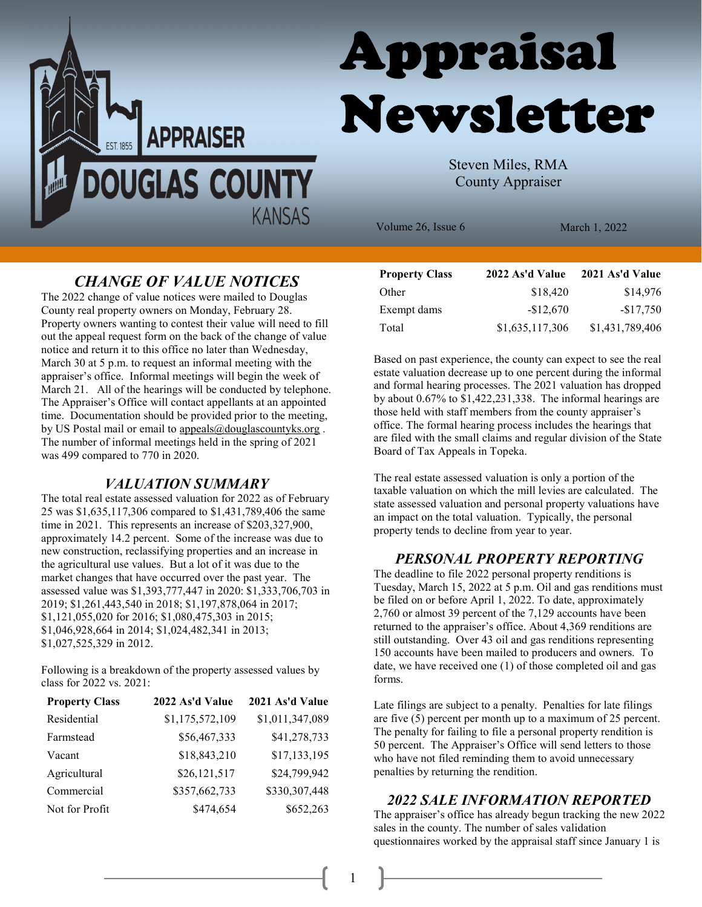# Appraisal Newsletter

APPRAISER DOUGLAS COUNTY KANSAS EST. 1855

Steven Miles, RMA
County Appraiser

Volume 26, Issue 6 March 1, 2022

## *CHANGE OF VALUE NOTICES*

The 2022 change of value notices were mailed to Douglas County real property owners on Monday, February 28. Property owners wanting to contest their value will need to fill out the appeal request form on the back of the change of value notice and return it to this office no later than Wednesday, March 30 at 5 p.m. to request an informal meeting with the appraiser's office. Informal meetings will begin the week of March 21. All of the hearings will be conducted by telephone. The Appraiser's Office will contact appellants at an appointed time. Documentation should be provided prior to the meeting, by US Postal mail or email to appeals@douglascountyks.org . The number of informal meetings held in the spring of 2021 was 499 compared to 770 in 2020.

## *VALUATION SUMMARY*

The total real estate assessed valuation for 2022 as of February 25 was $1,635,117,306 compared to $1,431,789,406 the same time in 2021. This represents an increase of $203,327,900, approximately 14.2 percent. Some of the increase was due to new construction, reclassifying properties and an increase in the agricultural use values. But a lot of it was due to the market changes that have occurred over the past year. The assessed value was $1,393,777,447 in 2020: $1,333,706,703 in 2019; $1,261,443,540 in 2018; $1,197,878,064 in 2017; $1,121,055,020 for 2016; $1,080,475,303 in 2015; $1,046,928,664 in 2014; $1,024,482,341 in 2013; $1,027,525,329 in 2012.

Following is a breakdown of the property assessed values by class for 2022 vs. 2021:

| Property Class | 2022 As'd Value | 2021 As'd Value |
|---|---:|---:|
| Residential | $1,175,572,109 | $1,011,347,089 |
| Farmstead | $56,467,333 | $41,278,733 |
| Vacant | $18,843,210 | $17,133,195 |
| Agricultural | $26,121,517 | $24,799,942 |
| Commercial | $357,662,733 | $330,307,448 |
| Not for Profit | $474,654 | $652,263 |
| Other | $18,420 | $14,976 |
| Exempt dams | -$12,670 | -$17,750 |
| Total | $1,635,117,306 | $1,431,789,406 |

Based on past experience, the county can expect to see the real estate valuation decrease up to one percent during the informal and formal hearing processes. The 2021 valuation has dropped by about 0.67% to $1,422,231,338. The informal hearings are those held with staff members from the county appraiser's office. The formal hearing process includes the hearings that are filed with the small claims and regular division of the State Board of Tax Appeals in Topeka.

The real estate assessed valuation is only a portion of the taxable valuation on which the mill levies are calculated. The state assessed valuation and personal property valuations have an impact on the total valuation. Typically, the personal property tends to decline from year to year.

## *PERSONAL PROPERTY REPORTING*

The deadline to file 2022 personal property renditions is Tuesday, March 15, 2022 at 5 p.m. Oil and gas renditions must be filed on or before April 1, 2022. To date, approximately 2,760 or almost 39 percent of the 7,129 accounts have been returned to the appraiser's office. About 4,369 renditions are still outstanding. Over 43 oil and gas renditions representing 150 accounts have been mailed to producers and owners. To date, we have received one (1) of those completed oil and gas forms.

Late filings are subject to a penalty. Penalties for late filings are five (5) percent per month up to a maximum of 25 percent. The penalty for failing to file a personal property rendition is 50 percent. The Appraiser's Office will send letters to those who have not filed reminding them to avoid unnecessary penalties by returning the rendition.

## *2022 SALE INFORMATION REPORTED*

The appraiser's office has already begun tracking the new 2022 sales in the county. The number of sales validation questionnaires worked by the appraisal staff since January 1 is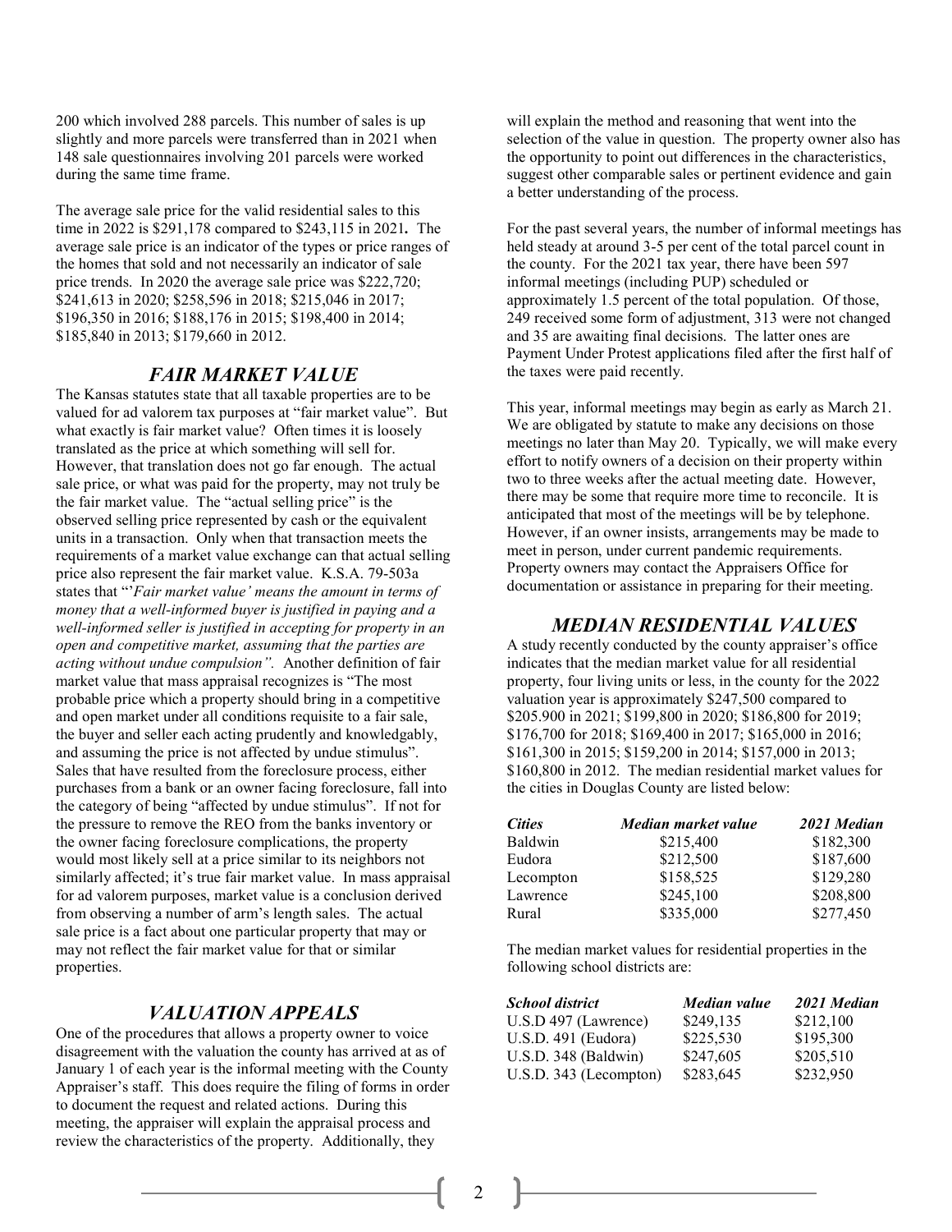200 which involved 288 parcels. This number of sales is up slightly and more parcels were transferred than in 2021 when 148 sale questionnaires involving 201 parcels were worked during the same time frame.

The average sale price for the valid residential sales to this time in 2022 is $291,178 compared to $243,115 in 2021**.** The average sale price is an indicator of the types or price ranges of the homes that sold and not necessarily an indicator of sale price trends. In 2020 the average sale price was $222,720; $241,613 in 2020; $258,596 in 2018; $215,046 in 2017; $196,350 in 2016; $188,176 in 2015; $198,400 in 2014; $185,840 in 2013; $179,660 in 2012.

## *FAIR MARKET VALUE*

The Kansas statutes state that all taxable properties are to be valued for ad valorem tax purposes at "fair market value". But what exactly is fair market value? Often times it is loosely translated as the price at which something will sell for. However, that translation does not go far enough. The actual sale price, or what was paid for the property, may not truly be the fair market value. The "actual selling price" is the observed selling price represented by cash or the equivalent units in a transaction. Only when that transaction meets the requirements of a market value exchange can that actual selling price also represent the fair market value. K.S.A. 79-503a states that "'*Fair market value' means the amount in terms of money that a well-informed buyer is justified in paying and a well-informed seller is justified in accepting for property in an open and competitive market, assuming that the parties are acting without undue compulsion".* Another definition of fair market value that mass appraisal recognizes is "The most probable price which a property should bring in a competitive and open market under all conditions requisite to a fair sale, the buyer and seller each acting prudently and knowledgably, and assuming the price is not affected by undue stimulus". Sales that have resulted from the foreclosure process, either purchases from a bank or an owner facing foreclosure, fall into the category of being "affected by undue stimulus". If not for the pressure to remove the REO from the banks inventory or the owner facing foreclosure complications, the property would most likely sell at a price similar to its neighbors not similarly affected; it's true fair market value. In mass appraisal for ad valorem purposes, market value is a conclusion derived from observing a number of arm's length sales. The actual sale price is a fact about one particular property that may or may not reflect the fair market value for that or similar properties.

## *VALUATION APPEALS*

One of the procedures that allows a property owner to voice disagreement with the valuation the county has arrived at as of January 1 of each year is the informal meeting with the County Appraiser's staff. This does require the filing of forms in order to document the request and related actions. During this meeting, the appraiser will explain the appraisal process and review the characteristics of the property. Additionally, they will explain the method and reasoning that went into the selection of the value in question. The property owner also has the opportunity to point out differences in the characteristics, suggest other comparable sales or pertinent evidence and gain a better understanding of the process.

For the past several years, the number of informal meetings has held steady at around 3-5 per cent of the total parcel count in the county. For the 2021 tax year, there have been 597 informal meetings (including PUP) scheduled or approximately 1.5 percent of the total population. Of those, 249 received some form of adjustment, 313 were not changed and 35 are awaiting final decisions. The latter ones are Payment Under Protest applications filed after the first half of the taxes were paid recently.

This year, informal meetings may begin as early as March 21. We are obligated by statute to make any decisions on those meetings no later than May 20. Typically, we will make every effort to notify owners of a decision on their property within two to three weeks after the actual meeting date. However, there may be some that require more time to reconcile. It is anticipated that most of the meetings will be by telephone. However, if an owner insists, arrangements may be made to meet in person, under current pandemic requirements. Property owners may contact the Appraisers Office for documentation or assistance in preparing for their meeting.

## *MEDIAN RESIDENTIAL VALUES*

A study recently conducted by the county appraiser's office indicates that the median market value for all residential property, four living units or less, in the county for the 2022 valuation year is approximately $247,500 compared to $205.900 in 2021; $199,800 in 2020; $186,800 for 2019; $176,700 for 2018; $169,400 in 2017; $165,000 in 2016; $161,300 in 2015; $159,200 in 2014; $157,000 in 2013; $160,800 in 2012. The median residential market values for the cities in Douglas County are listed below:

| *Cities* | *Median market value* | *2021 Median* |
|---|---|---|
| Baldwin | $215,400 | $182,300 |
| Eudora | $212,500 | $187,600 |
| Lecompton | $158,525 | $129,280 |
| Lawrence | $245,100 | $208,800 |
| Rural | $335,000 | $277,450 |

The median market values for residential properties in the following school districts are:

| *School district* | *Median value* | *2021 Median* |
|---|---|---|
| U.S.D 497 (Lawrence) | $249,135 | $212,100 |
| U.S.D. 491 (Eudora) | $225,530 | $195,300 |
| U.S.D. 348 (Baldwin) | $247,605 | $205,510 |
| U.S.D. 343 (Lecompton) | $283,645 | $232,950 |